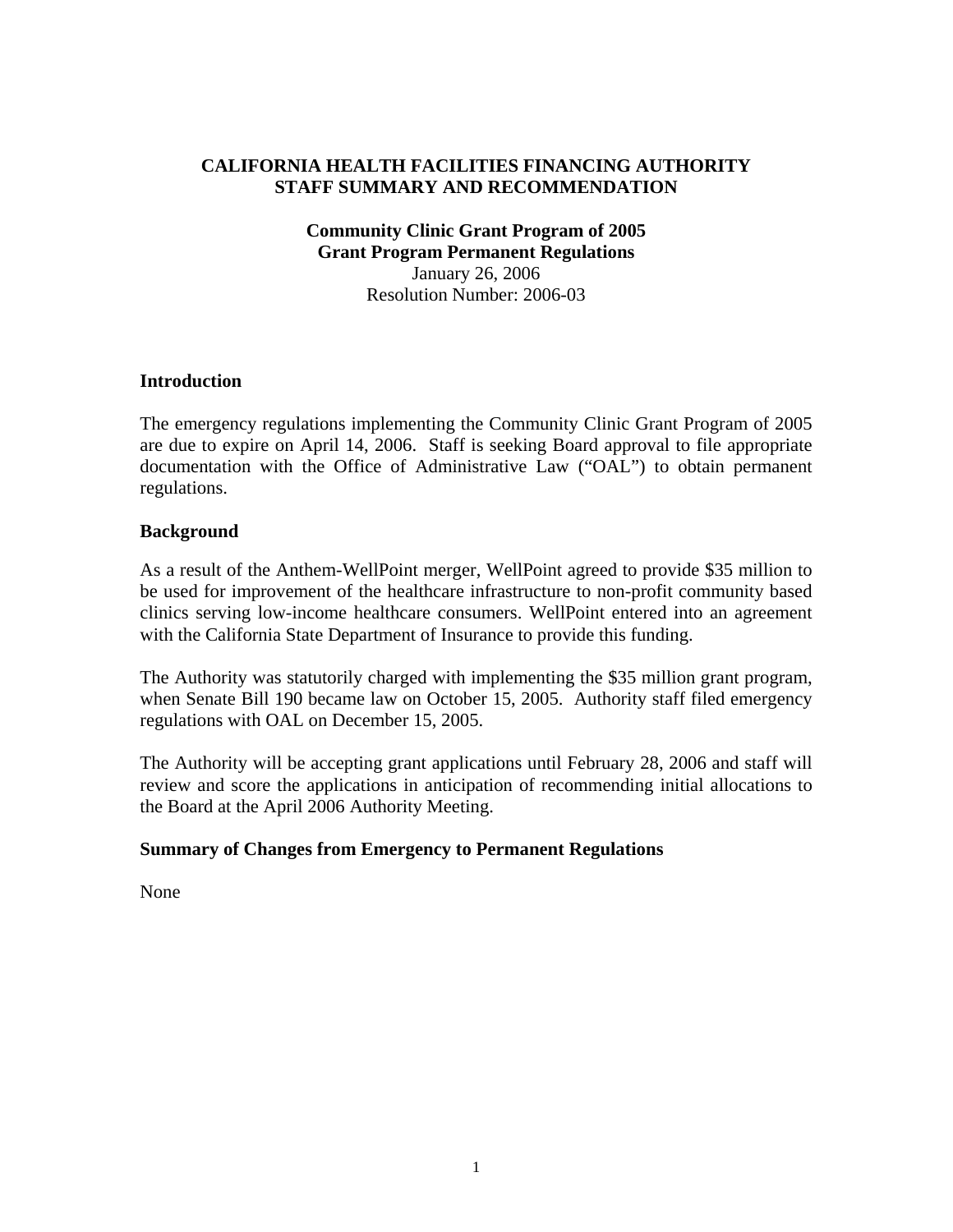# CALIFORNIA HEALTH FACILITIES FINANCING AUTHORITY
# STAFF SUMMARY AND RECOMMENDATION

**Community Clinic Grant Program of 2005**
**Grant Program Permanent Regulations**
January 26, 2006
Resolution Number: 2006-03

## Introduction

The emergency regulations implementing the Community Clinic Grant Program of 2005 are due to expire on April 14, 2006. Staff is seeking Board approval to file appropriate documentation with the Office of Administrative Law ("OAL") to obtain permanent regulations.

## Background

As a result of the Anthem-WellPoint merger, WellPoint agreed to provide $35 million to be used for improvement of the healthcare infrastructure to non-profit community based clinics serving low-income healthcare consumers. WellPoint entered into an agreement with the California State Department of Insurance to provide this funding.

The Authority was statutorily charged with implementing the $35 million grant program, when Senate Bill 190 became law on October 15, 2005. Authority staff filed emergency regulations with OAL on December 15, 2005.

The Authority will be accepting grant applications until February 28, 2006 and staff will review and score the applications in anticipation of recommending initial allocations to the Board at the April 2006 Authority Meeting.

## Summary of Changes from Emergency to Permanent Regulations

None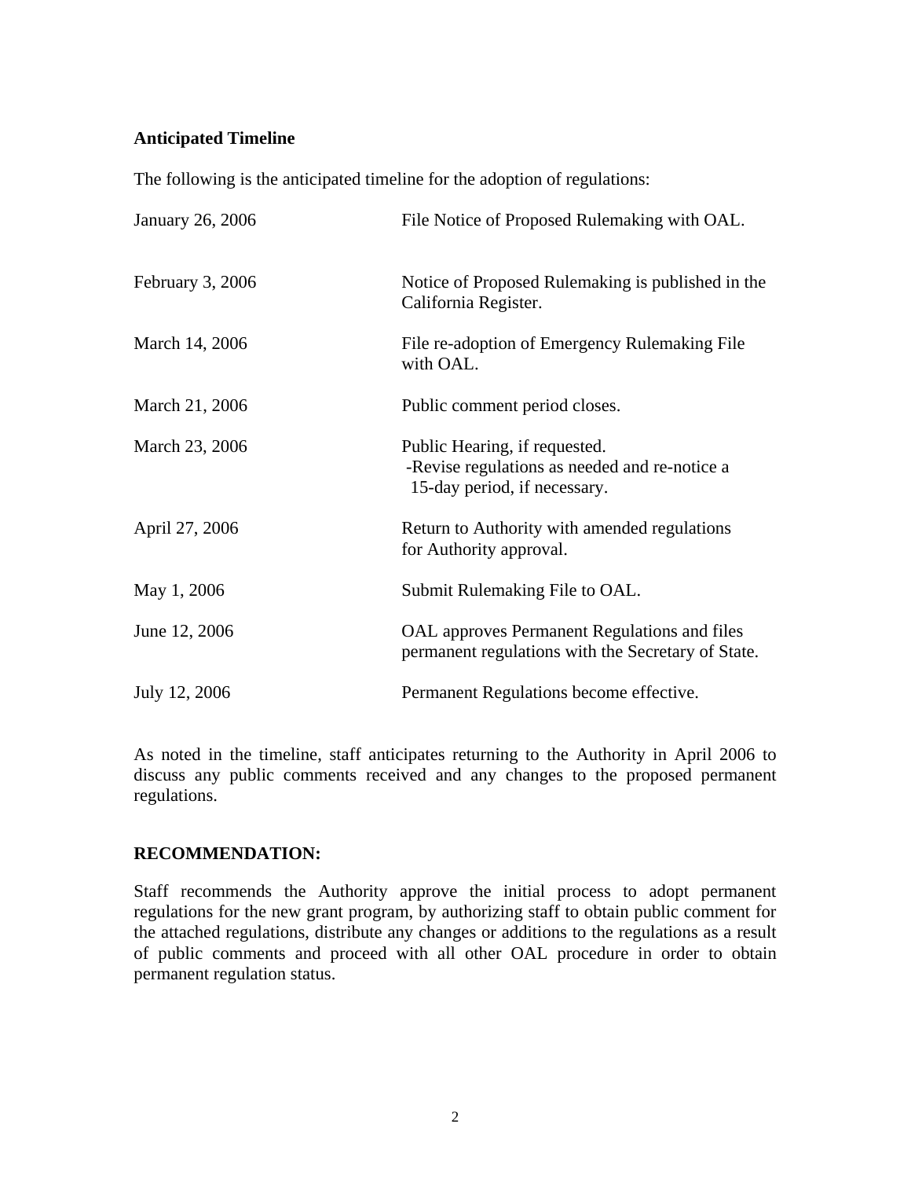**Anticipated Timeline**

The following is the anticipated timeline for the adoption of regulations:

| | |
|---|---|
| January 26, 2006 | File Notice of Proposed Rulemaking with OAL. |
| February 3, 2006 | Notice of Proposed Rulemaking is published in the California Register. |
| March 14, 2006 | File re-adoption of Emergency Rulemaking File with OAL. |
| March 21, 2006 | Public comment period closes. |
| March 23, 2006 | Public Hearing, if requested.<br>-Revise regulations as needed and re-notice a 15-day period, if necessary. |
| April 27, 2006 | Return to Authority with amended regulations for Authority approval. |
| May 1, 2006 | Submit Rulemaking File to OAL. |
| June 12, 2006 | OAL approves Permanent Regulations and files permanent regulations with the Secretary of State. |
| July 12, 2006 | Permanent Regulations become effective. |

As noted in the timeline, staff anticipates returning to the Authority in April 2006 to discuss any public comments received and any changes to the proposed permanent regulations.

**RECOMMENDATION:**

Staff recommends the Authority approve the initial process to adopt permanent regulations for the new grant program, by authorizing staff to obtain public comment for the attached regulations, distribute any changes or additions to the regulations as a result of public comments and proceed with all other OAL procedure in order to obtain permanent regulation status.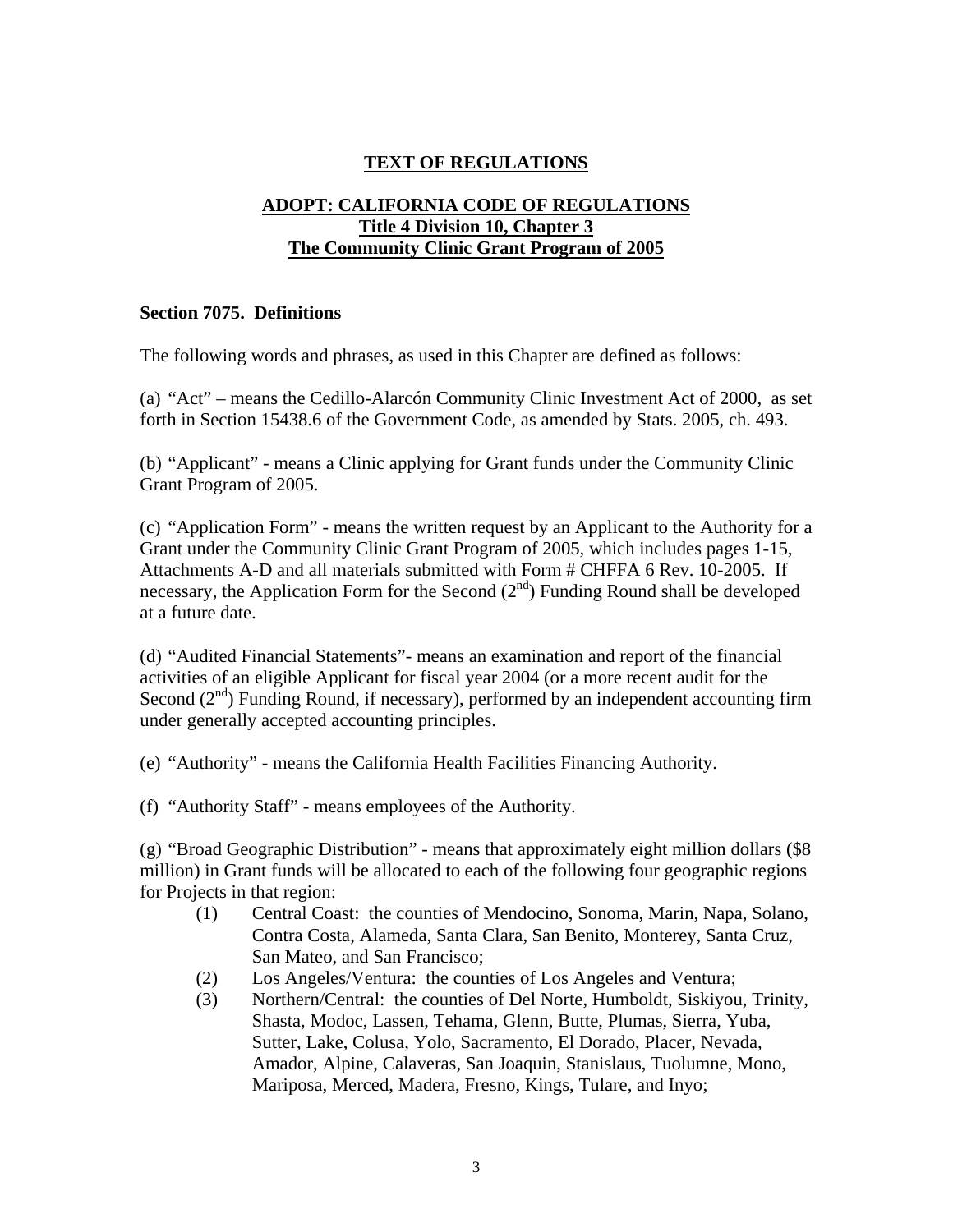## TEXT OF REGULATIONS

## ADOPT: CALIFORNIA CODE OF REGULATIONS
### Title 4 Division 10, Chapter 3
### The Community Clinic Grant Program of 2005

**Section 7075. Definitions**

The following words and phrases, as used in this Chapter are defined as follows:

(a) "Act" – means the Cedillo-Alarcón Community Clinic Investment Act of 2000, as set forth in Section 15438.6 of the Government Code, as amended by Stats. 2005, ch. 493.

(b) "Applicant" - means a Clinic applying for Grant funds under the Community Clinic Grant Program of 2005.

(c) "Application Form" - means the written request by an Applicant to the Authority for a Grant under the Community Clinic Grant Program of 2005, which includes pages 1-15, Attachments A-D and all materials submitted with Form # CHFFA 6 Rev. 10-2005. If necessary, the Application Form for the Second (2nd) Funding Round shall be developed at a future date.

(d) "Audited Financial Statements"- means an examination and report of the financial activities of an eligible Applicant for fiscal year 2004 (or a more recent audit for the Second (2nd) Funding Round, if necessary), performed by an independent accounting firm under generally accepted accounting principles.

(e) "Authority" - means the California Health Facilities Financing Authority.

(f) "Authority Staff" - means employees of the Authority.

(g) "Broad Geographic Distribution" - means that approximately eight million dollars ($8 million) in Grant funds will be allocated to each of the following four geographic regions for Projects in that region:

(1) Central Coast: the counties of Mendocino, Sonoma, Marin, Napa, Solano, Contra Costa, Alameda, Santa Clara, San Benito, Monterey, Santa Cruz, San Mateo, and San Francisco;

(2) Los Angeles/Ventura: the counties of Los Angeles and Ventura;

(3) Northern/Central: the counties of Del Norte, Humboldt, Siskiyou, Trinity, Shasta, Modoc, Lassen, Tehama, Glenn, Butte, Plumas, Sierra, Yuba, Sutter, Lake, Colusa, Yolo, Sacramento, El Dorado, Placer, Nevada, Amador, Alpine, Calaveras, San Joaquin, Stanislaus, Tuolumne, Mono, Mariposa, Merced, Madera, Fresno, Kings, Tulare, and Inyo;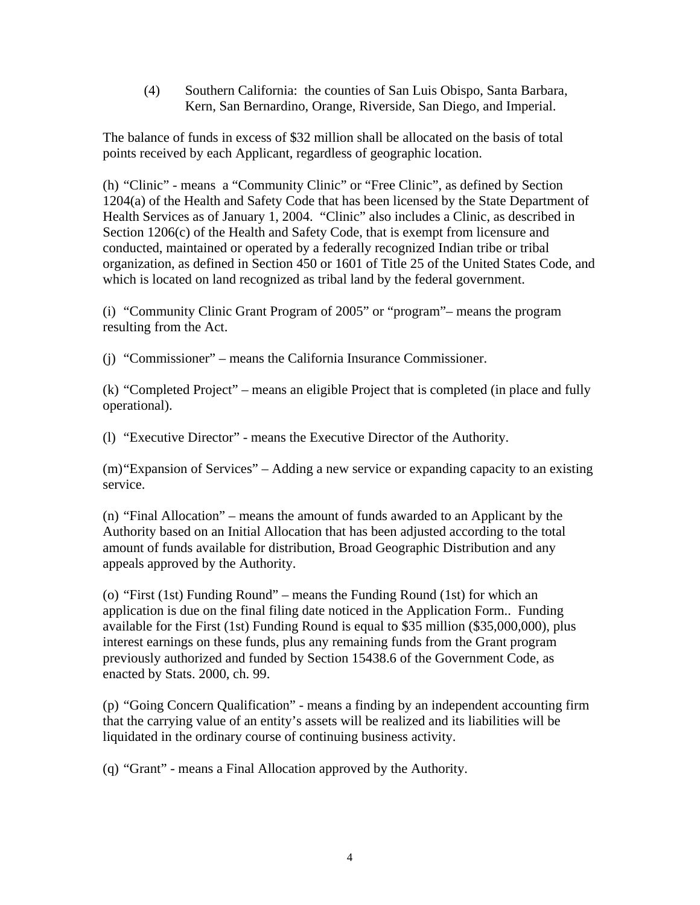(4) Southern California: the counties of San Luis Obispo, Santa Barbara, Kern, San Bernardino, Orange, Riverside, San Diego, and Imperial.

The balance of funds in excess of $32 million shall be allocated on the basis of total points received by each Applicant, regardless of geographic location.

(h) "Clinic" - means a "Community Clinic" or "Free Clinic", as defined by Section 1204(a) of the Health and Safety Code that has been licensed by the State Department of Health Services as of January 1, 2004. "Clinic" also includes a Clinic, as described in Section 1206(c) of the Health and Safety Code, that is exempt from licensure and conducted, maintained or operated by a federally recognized Indian tribe or tribal organization, as defined in Section 450 or 1601 of Title 25 of the United States Code, and which is located on land recognized as tribal land by the federal government.

(i) "Community Clinic Grant Program of 2005" or "program"– means the program resulting from the Act.

(j) "Commissioner" – means the California Insurance Commissioner.

(k) "Completed Project" – means an eligible Project that is completed (in place and fully operational).

(l) "Executive Director" - means the Executive Director of the Authority.

(m)"Expansion of Services" – Adding a new service or expanding capacity to an existing service.

(n) "Final Allocation" – means the amount of funds awarded to an Applicant by the Authority based on an Initial Allocation that has been adjusted according to the total amount of funds available for distribution, Broad Geographic Distribution and any appeals approved by the Authority.

(o) "First (1st) Funding Round" – means the Funding Round (1st) for which an application is due on the final filing date noticed in the Application Form.. Funding available for the First (1st) Funding Round is equal to $35 million ($35,000,000), plus interest earnings on these funds, plus any remaining funds from the Grant program previously authorized and funded by Section 15438.6 of the Government Code, as enacted by Stats. 2000, ch. 99.

(p) "Going Concern Qualification" - means a finding by an independent accounting firm that the carrying value of an entity's assets will be realized and its liabilities will be liquidated in the ordinary course of continuing business activity.

(q) "Grant" - means a Final Allocation approved by the Authority.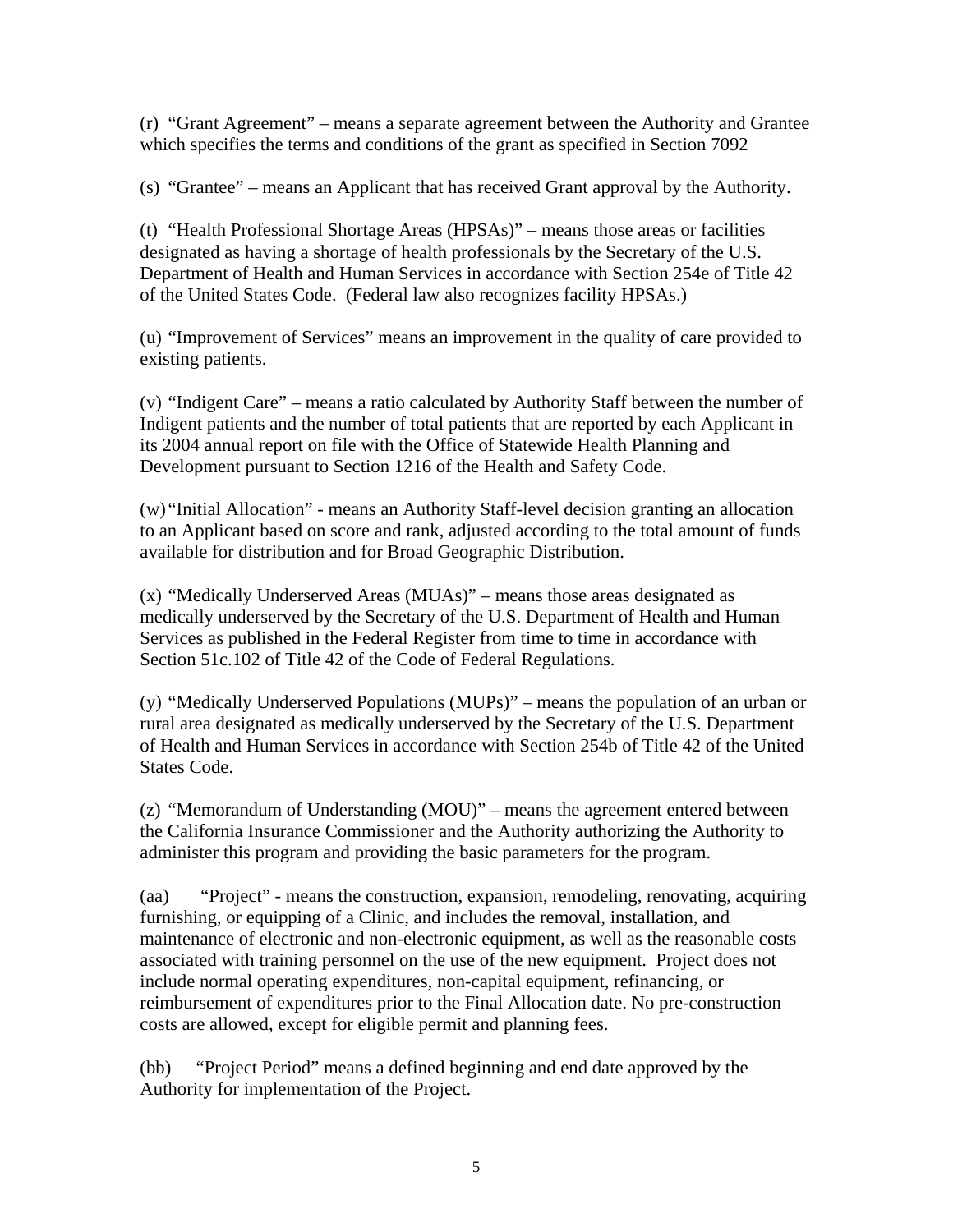(r) "Grant Agreement" – means a separate agreement between the Authority and Grantee which specifies the terms and conditions of the grant as specified in Section 7092

(s) "Grantee" – means an Applicant that has received Grant approval by the Authority.

(t) "Health Professional Shortage Areas (HPSAs)" – means those areas or facilities designated as having a shortage of health professionals by the Secretary of the U.S. Department of Health and Human Services in accordance with Section 254e of Title 42 of the United States Code. (Federal law also recognizes facility HPSAs.)

(u) "Improvement of Services" means an improvement in the quality of care provided to existing patients.

(v) "Indigent Care" – means a ratio calculated by Authority Staff between the number of Indigent patients and the number of total patients that are reported by each Applicant in its 2004 annual report on file with the Office of Statewide Health Planning and Development pursuant to Section 1216 of the Health and Safety Code.

(w) "Initial Allocation" - means an Authority Staff-level decision granting an allocation to an Applicant based on score and rank, adjusted according to the total amount of funds available for distribution and for Broad Geographic Distribution.

(x) "Medically Underserved Areas (MUAs)" – means those areas designated as medically underserved by the Secretary of the U.S. Department of Health and Human Services as published in the Federal Register from time to time in accordance with Section 51c.102 of Title 42 of the Code of Federal Regulations.

(y) "Medically Underserved Populations (MUPs)" – means the population of an urban or rural area designated as medically underserved by the Secretary of the U.S. Department of Health and Human Services in accordance with Section 254b of Title 42 of the United States Code.

(z) "Memorandum of Understanding (MOU)" – means the agreement entered between the California Insurance Commissioner and the Authority authorizing the Authority to administer this program and providing the basic parameters for the program.

(aa) "Project" - means the construction, expansion, remodeling, renovating, acquiring furnishing, or equipping of a Clinic, and includes the removal, installation, and maintenance of electronic and non-electronic equipment, as well as the reasonable costs associated with training personnel on the use of the new equipment. Project does not include normal operating expenditures, non-capital equipment, refinancing, or reimbursement of expenditures prior to the Final Allocation date. No pre-construction costs are allowed, except for eligible permit and planning fees.

(bb) "Project Period" means a defined beginning and end date approved by the Authority for implementation of the Project.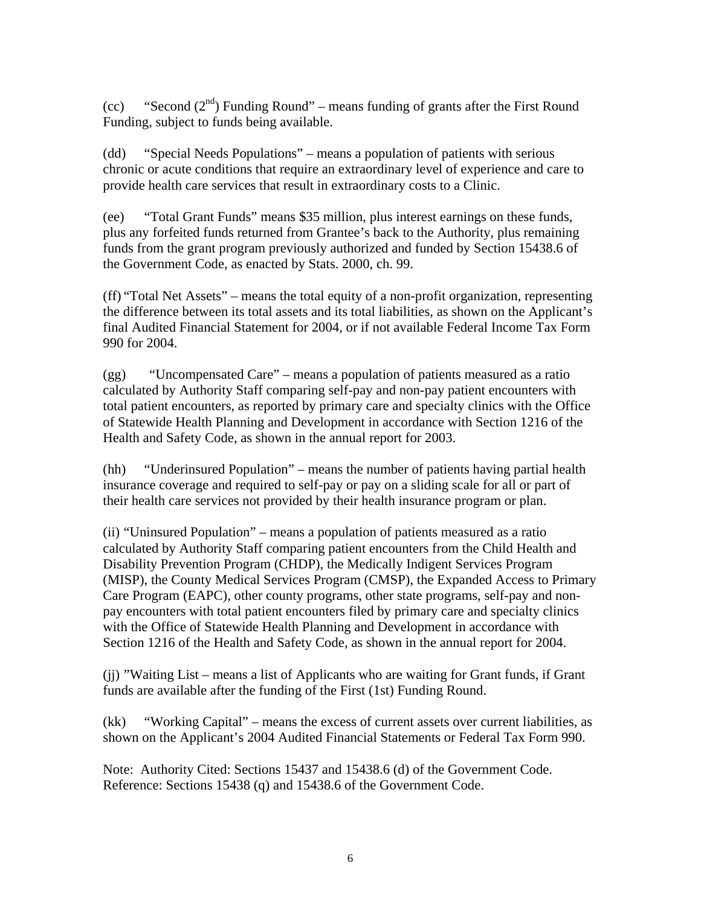(cc) "Second (2nd) Funding Round" – means funding of grants after the First Round Funding, subject to funds being available.

(dd) "Special Needs Populations" – means a population of patients with serious chronic or acute conditions that require an extraordinary level of experience and care to provide health care services that result in extraordinary costs to a Clinic.

(ee) "Total Grant Funds" means $35 million, plus interest earnings on these funds, plus any forfeited funds returned from Grantee's back to the Authority, plus remaining funds from the grant program previously authorized and funded by Section 15438.6 of the Government Code, as enacted by Stats. 2000, ch. 99.

(ff) "Total Net Assets" – means the total equity of a non-profit organization, representing the difference between its total assets and its total liabilities, as shown on the Applicant's final Audited Financial Statement for 2004, or if not available Federal Income Tax Form 990 for 2004.

(gg) "Uncompensated Care" – means a population of patients measured as a ratio calculated by Authority Staff comparing self-pay and non-pay patient encounters with total patient encounters, as reported by primary care and specialty clinics with the Office of Statewide Health Planning and Development in accordance with Section 1216 of the Health and Safety Code, as shown in the annual report for 2003.

(hh) "Underinsured Population" – means the number of patients having partial health insurance coverage and required to self-pay or pay on a sliding scale for all or part of their health care services not provided by their health insurance program or plan.

(ii) "Uninsured Population" – means a population of patients measured as a ratio calculated by Authority Staff comparing patient encounters from the Child Health and Disability Prevention Program (CHDP), the Medically Indigent Services Program (MISP), the County Medical Services Program (CMSP), the Expanded Access to Primary Care Program (EAPC), other county programs, other state programs, self-pay and non-pay encounters with total patient encounters filed by primary care and specialty clinics with the Office of Statewide Health Planning and Development in accordance with Section 1216 of the Health and Safety Code, as shown in the annual report for 2004.

(jj) "Waiting List – means a list of Applicants who are waiting for Grant funds, if Grant funds are available after the funding of the First (1st) Funding Round.

(kk) "Working Capital" – means the excess of current assets over current liabilities, as shown on the Applicant's 2004 Audited Financial Statements or Federal Tax Form 990.

Note: Authority Cited: Sections 15437 and 15438.6 (d) of the Government Code. Reference: Sections 15438 (q) and 15438.6 of the Government Code.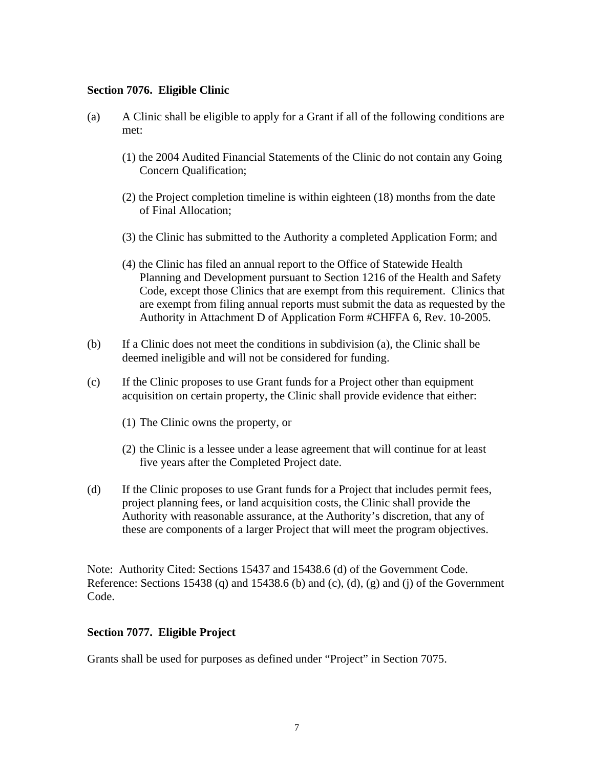**Section 7076. Eligible Clinic**

(a) A Clinic shall be eligible to apply for a Grant if all of the following conditions are met:

(1) the 2004 Audited Financial Statements of the Clinic do not contain any Going Concern Qualification;

(2) the Project completion timeline is within eighteen (18) months from the date of Final Allocation;

(3) the Clinic has submitted to the Authority a completed Application Form; and

(4) the Clinic has filed an annual report to the Office of Statewide Health Planning and Development pursuant to Section 1216 of the Health and Safety Code, except those Clinics that are exempt from this requirement. Clinics that are exempt from filing annual reports must submit the data as requested by the Authority in Attachment D of Application Form #CHFFA 6, Rev. 10-2005.

(b) If a Clinic does not meet the conditions in subdivision (a), the Clinic shall be deemed ineligible and will not be considered for funding.

(c) If the Clinic proposes to use Grant funds for a Project other than equipment acquisition on certain property, the Clinic shall provide evidence that either:

(1) The Clinic owns the property, or

(2) the Clinic is a lessee under a lease agreement that will continue for at least five years after the Completed Project date.

(d) If the Clinic proposes to use Grant funds for a Project that includes permit fees, project planning fees, or land acquisition costs, the Clinic shall provide the Authority with reasonable assurance, at the Authority's discretion, that any of these are components of a larger Project that will meet the program objectives.

Note: Authority Cited: Sections 15437 and 15438.6 (d) of the Government Code. Reference: Sections 15438 (q) and 15438.6 (b) and (c), (d), (g) and (j) of the Government Code.

**Section 7077. Eligible Project**

Grants shall be used for purposes as defined under "Project" in Section 7075.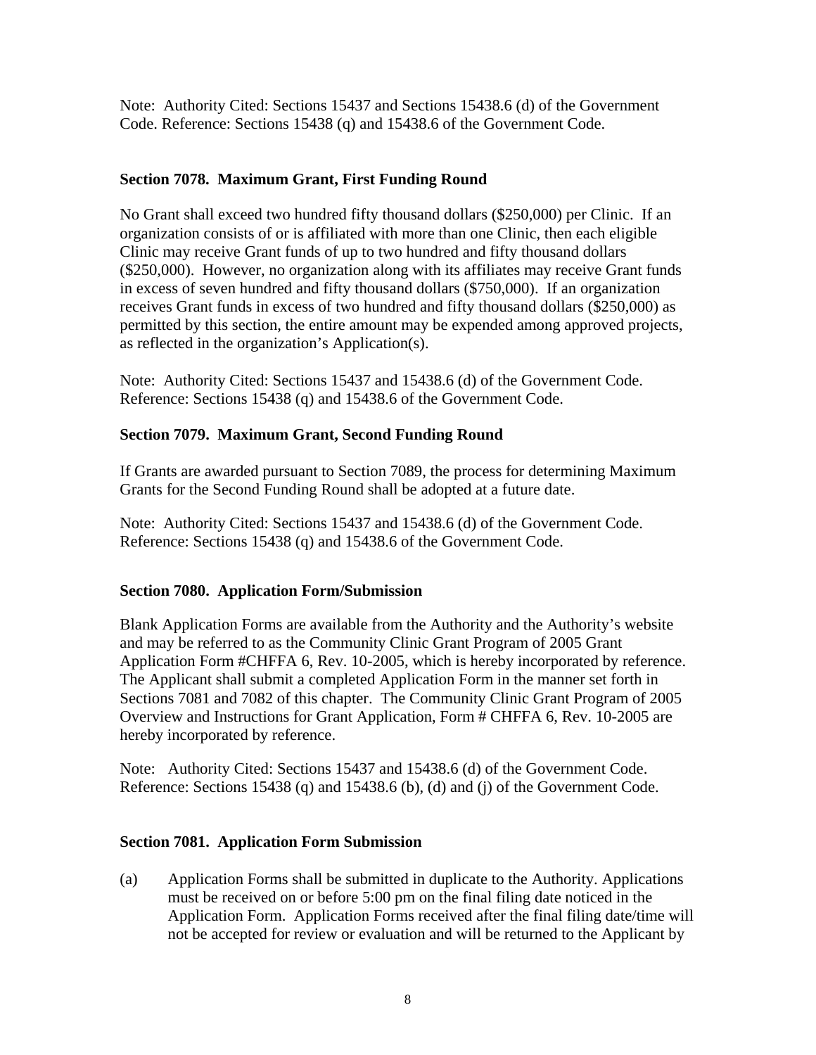Note: Authority Cited: Sections 15437 and Sections 15438.6 (d) of the Government Code. Reference: Sections 15438 (q) and 15438.6 of the Government Code.

**Section 7078. Maximum Grant, First Funding Round**

No Grant shall exceed two hundred fifty thousand dollars ($250,000) per Clinic. If an organization consists of or is affiliated with more than one Clinic, then each eligible Clinic may receive Grant funds of up to two hundred and fifty thousand dollars ($250,000). However, no organization along with its affiliates may receive Grant funds in excess of seven hundred and fifty thousand dollars ($750,000). If an organization receives Grant funds in excess of two hundred and fifty thousand dollars ($250,000) as permitted by this section, the entire amount may be expended among approved projects, as reflected in the organization's Application(s).

Note: Authority Cited: Sections 15437 and 15438.6 (d) of the Government Code. Reference: Sections 15438 (q) and 15438.6 of the Government Code.

**Section 7079. Maximum Grant, Second Funding Round**

If Grants are awarded pursuant to Section 7089, the process for determining Maximum Grants for the Second Funding Round shall be adopted at a future date.

Note: Authority Cited: Sections 15437 and 15438.6 (d) of the Government Code. Reference: Sections 15438 (q) and 15438.6 of the Government Code.

**Section 7080. Application Form/Submission**

Blank Application Forms are available from the Authority and the Authority's website and may be referred to as the Community Clinic Grant Program of 2005 Grant Application Form #CHFFA 6, Rev. 10-2005, which is hereby incorporated by reference. The Applicant shall submit a completed Application Form in the manner set forth in Sections 7081 and 7082 of this chapter. The Community Clinic Grant Program of 2005 Overview and Instructions for Grant Application, Form # CHFFA 6, Rev. 10-2005 are hereby incorporated by reference.

Note: Authority Cited: Sections 15437 and 15438.6 (d) of the Government Code. Reference: Sections 15438 (q) and 15438.6 (b), (d) and (j) of the Government Code.

**Section 7081. Application Form Submission**

(a) Application Forms shall be submitted in duplicate to the Authority. Applications must be received on or before 5:00 pm on the final filing date noticed in the Application Form. Application Forms received after the final filing date/time will not be accepted for review or evaluation and will be returned to the Applicant by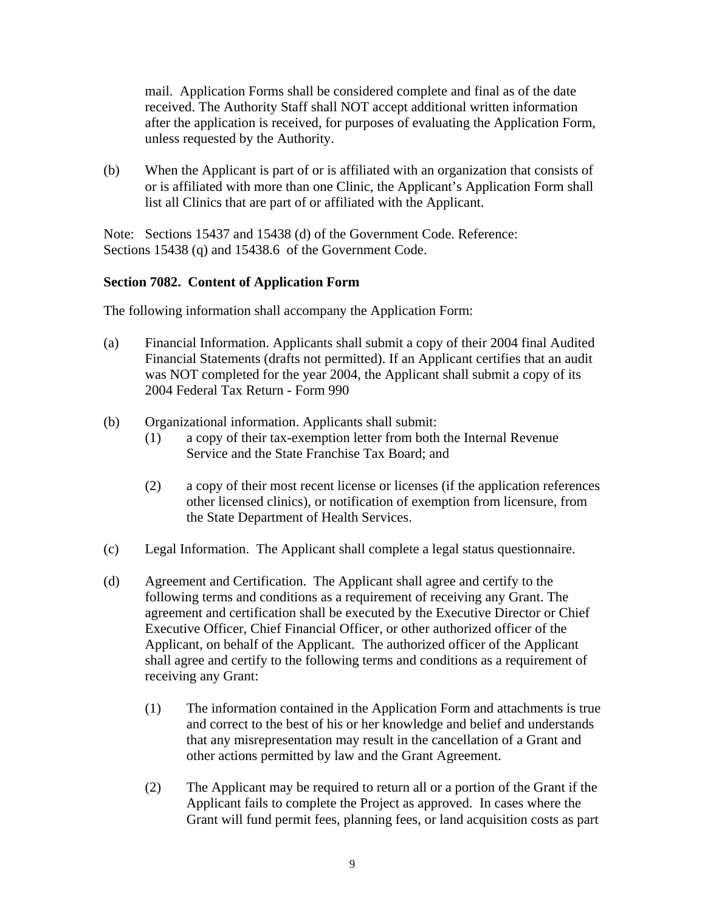mail. Application Forms shall be considered complete and final as of the date received. The Authority Staff shall NOT accept additional written information after the application is received, for purposes of evaluating the Application Form, unless requested by the Authority.

(b) When the Applicant is part of or is affiliated with an organization that consists of or is affiliated with more than one Clinic, the Applicant's Application Form shall list all Clinics that are part of or affiliated with the Applicant.

Note: Sections 15437 and 15438 (d) of the Government Code. Reference: Sections 15438 (q) and 15438.6 of the Government Code.

**Section 7082. Content of Application Form**

The following information shall accompany the Application Form:

(a) Financial Information. Applicants shall submit a copy of their 2004 final Audited Financial Statements (drafts not permitted). If an Applicant certifies that an audit was NOT completed for the year 2004, the Applicant shall submit a copy of its 2004 Federal Tax Return - Form 990

(b) Organizational information. Applicants shall submit:

(1) a copy of their tax-exemption letter from both the Internal Revenue Service and the State Franchise Tax Board; and

(2) a copy of their most recent license or licenses (if the application references other licensed clinics), or notification of exemption from licensure, from the State Department of Health Services.

(c) Legal Information. The Applicant shall complete a legal status questionnaire.

(d) Agreement and Certification. The Applicant shall agree and certify to the following terms and conditions as a requirement of receiving any Grant. The agreement and certification shall be executed by the Executive Director or Chief Executive Officer, Chief Financial Officer, or other authorized officer of the Applicant, on behalf of the Applicant. The authorized officer of the Applicant shall agree and certify to the following terms and conditions as a requirement of receiving any Grant:

(1) The information contained in the Application Form and attachments is true and correct to the best of his or her knowledge and belief and understands that any misrepresentation may result in the cancellation of a Grant and other actions permitted by law and the Grant Agreement.

(2) The Applicant may be required to return all or a portion of the Grant if the Applicant fails to complete the Project as approved. In cases where the Grant will fund permit fees, planning fees, or land acquisition costs as part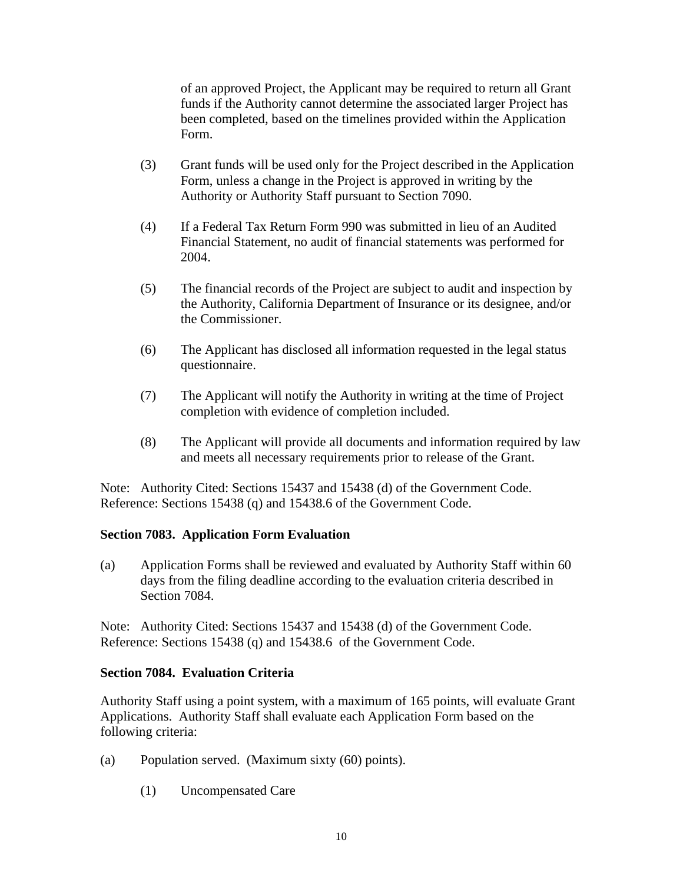of an approved Project, the Applicant may be required to return all Grant funds if the Authority cannot determine the associated larger Project has been completed, based on the timelines provided within the Application Form.

(3) Grant funds will be used only for the Project described in the Application Form, unless a change in the Project is approved in writing by the Authority or Authority Staff pursuant to Section 7090.

(4) If a Federal Tax Return Form 990 was submitted in lieu of an Audited Financial Statement, no audit of financial statements was performed for 2004.

(5) The financial records of the Project are subject to audit and inspection by the Authority, California Department of Insurance or its designee, and/or the Commissioner.

(6) The Applicant has disclosed all information requested in the legal status questionnaire.

(7) The Applicant will notify the Authority in writing at the time of Project completion with evidence of completion included.

(8) The Applicant will provide all documents and information required by law and meets all necessary requirements prior to release of the Grant.

Note: Authority Cited: Sections 15437 and 15438 (d) of the Government Code. Reference: Sections 15438 (q) and 15438.6 of the Government Code.

**Section 7083. Application Form Evaluation**

(a) Application Forms shall be reviewed and evaluated by Authority Staff within 60 days from the filing deadline according to the evaluation criteria described in Section 7084.

Note: Authority Cited: Sections 15437 and 15438 (d) of the Government Code. Reference: Sections 15438 (q) and 15438.6 of the Government Code.

**Section 7084. Evaluation Criteria**

Authority Staff using a point system, with a maximum of 165 points, will evaluate Grant Applications. Authority Staff shall evaluate each Application Form based on the following criteria:

(a) Population served. (Maximum sixty (60) points).

(1) Uncompensated Care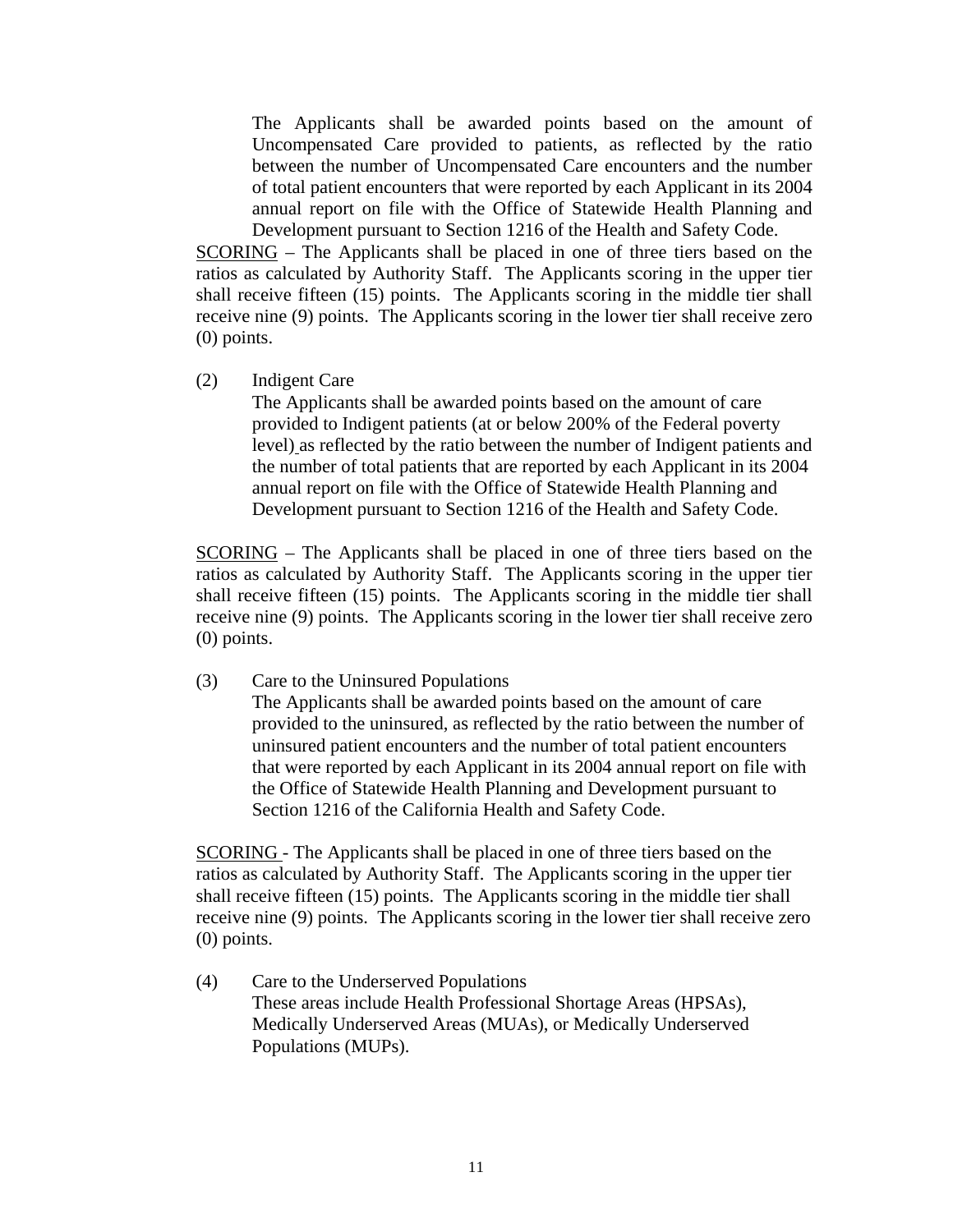The Applicants shall be awarded points based on the amount of Uncompensated Care provided to patients, as reflected by the ratio between the number of Uncompensated Care encounters and the number of total patient encounters that were reported by each Applicant in its 2004 annual report on file with the Office of Statewide Health Planning and Development pursuant to Section 1216 of the Health and Safety Code.

SCORING – The Applicants shall be placed in one of three tiers based on the ratios as calculated by Authority Staff. The Applicants scoring in the upper tier shall receive fifteen (15) points. The Applicants scoring in the middle tier shall receive nine (9) points. The Applicants scoring in the lower tier shall receive zero (0) points.

(2) Indigent Care

The Applicants shall be awarded points based on the amount of care provided to Indigent patients (at or below 200% of the Federal poverty level) as reflected by the ratio between the number of Indigent patients and the number of total patients that are reported by each Applicant in its 2004 annual report on file with the Office of Statewide Health Planning and Development pursuant to Section 1216 of the Health and Safety Code.

SCORING – The Applicants shall be placed in one of three tiers based on the ratios as calculated by Authority Staff. The Applicants scoring in the upper tier shall receive fifteen (15) points. The Applicants scoring in the middle tier shall receive nine (9) points. The Applicants scoring in the lower tier shall receive zero (0) points.

(3) Care to the Uninsured Populations

The Applicants shall be awarded points based on the amount of care provided to the uninsured, as reflected by the ratio between the number of uninsured patient encounters and the number of total patient encounters that were reported by each Applicant in its 2004 annual report on file with the Office of Statewide Health Planning and Development pursuant to Section 1216 of the California Health and Safety Code.

SCORING - The Applicants shall be placed in one of three tiers based on the ratios as calculated by Authority Staff. The Applicants scoring in the upper tier shall receive fifteen (15) points. The Applicants scoring in the middle tier shall receive nine (9) points. The Applicants scoring in the lower tier shall receive zero (0) points.

(4) Care to the Underserved Populations

These areas include Health Professional Shortage Areas (HPSAs), Medically Underserved Areas (MUAs), or Medically Underserved Populations (MUPs).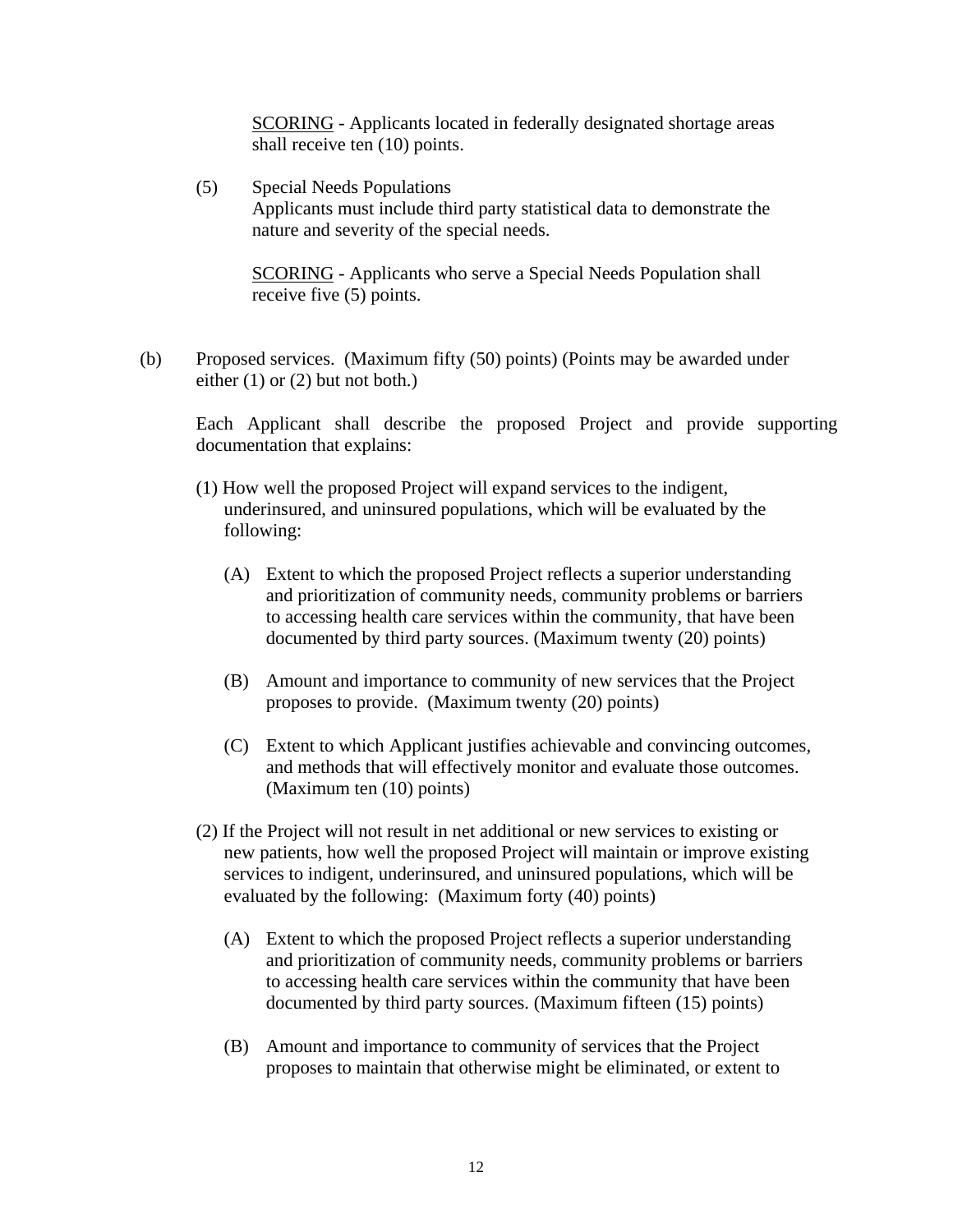<u>SCORING</u> - Applicants located in federally designated shortage areas shall receive ten (10) points.

(5) Special Needs Populations
Applicants must include third party statistical data to demonstrate the nature and severity of the special needs.

<u>SCORING</u> - Applicants who serve a Special Needs Population shall receive five (5) points.

(b) Proposed services. (Maximum fifty (50) points) (Points may be awarded under either (1) or (2) but not both.)

Each Applicant shall describe the proposed Project and provide supporting documentation that explains:

(1) How well the proposed Project will expand services to the indigent, underinsured, and uninsured populations, which will be evaluated by the following:

(A) Extent to which the proposed Project reflects a superior understanding and prioritization of community needs, community problems or barriers to accessing health care services within the community, that have been documented by third party sources. (Maximum twenty (20) points)

(B) Amount and importance to community of new services that the Project proposes to provide. (Maximum twenty (20) points)

(C) Extent to which Applicant justifies achievable and convincing outcomes, and methods that will effectively monitor and evaluate those outcomes. (Maximum ten (10) points)

(2) If the Project will not result in net additional or new services to existing or new patients, how well the proposed Project will maintain or improve existing services to indigent, underinsured, and uninsured populations, which will be evaluated by the following: (Maximum forty (40) points)

(A) Extent to which the proposed Project reflects a superior understanding and prioritization of community needs, community problems or barriers to accessing health care services within the community that have been documented by third party sources. (Maximum fifteen (15) points)

(B) Amount and importance to community of services that the Project proposes to maintain that otherwise might be eliminated, or extent to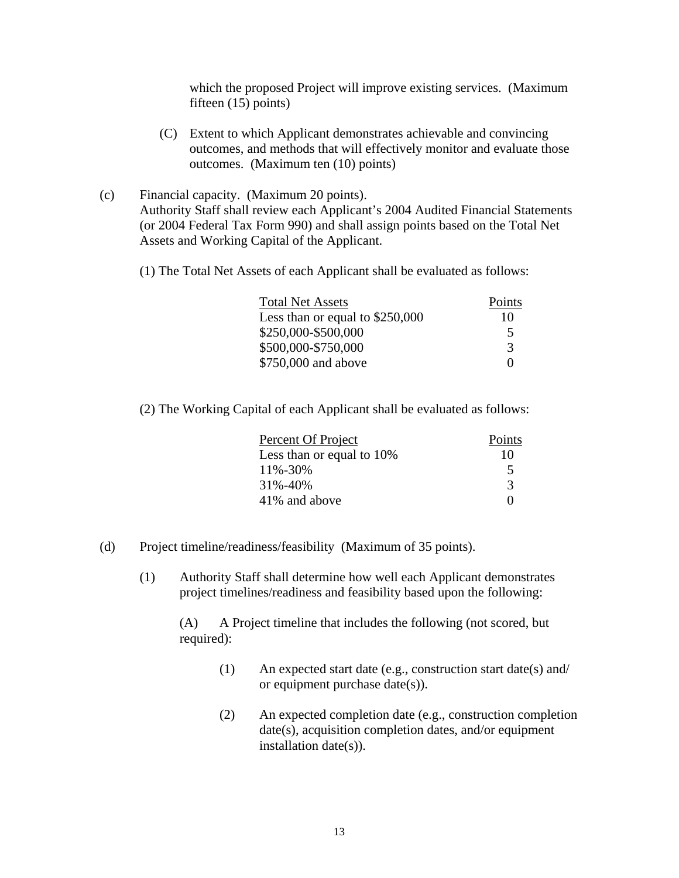which the proposed Project will improve existing services. (Maximum fifteen (15) points)

(C) Extent to which Applicant demonstrates achievable and convincing outcomes, and methods that will effectively monitor and evaluate those outcomes. (Maximum ten (10) points)

(c) Financial capacity. (Maximum 20 points).
Authority Staff shall review each Applicant's 2004 Audited Financial Statements (or 2004 Federal Tax Form 990) and shall assign points based on the Total Net Assets and Working Capital of the Applicant.

(1) The Total Net Assets of each Applicant shall be evaluated as follows:

| Total Net Assets | Points |
| --- | --- |
| Less than or equal to $250,000 | 10 |
| $250,000-$500,000 | 5 |
| $500,000-$750,000 | 3 |
| $750,000 and above | 0 |

(2) The Working Capital of each Applicant shall be evaluated as follows:

| Percent Of Project | Points |
| --- | --- |
| Less than or equal to 10% | 10 |
| 11%-30% | 5 |
| 31%-40% | 3 |
| 41% and above | 0 |

(d) Project timeline/readiness/feasibility (Maximum of 35 points).

(1) Authority Staff shall determine how well each Applicant demonstrates project timelines/readiness and feasibility based upon the following:

(A) A Project timeline that includes the following (not scored, but required):

(1) An expected start date (e.g., construction start date(s) and/ or equipment purchase date(s)).

(2) An expected completion date (e.g., construction completion date(s), acquisition completion dates, and/or equipment installation date(s)).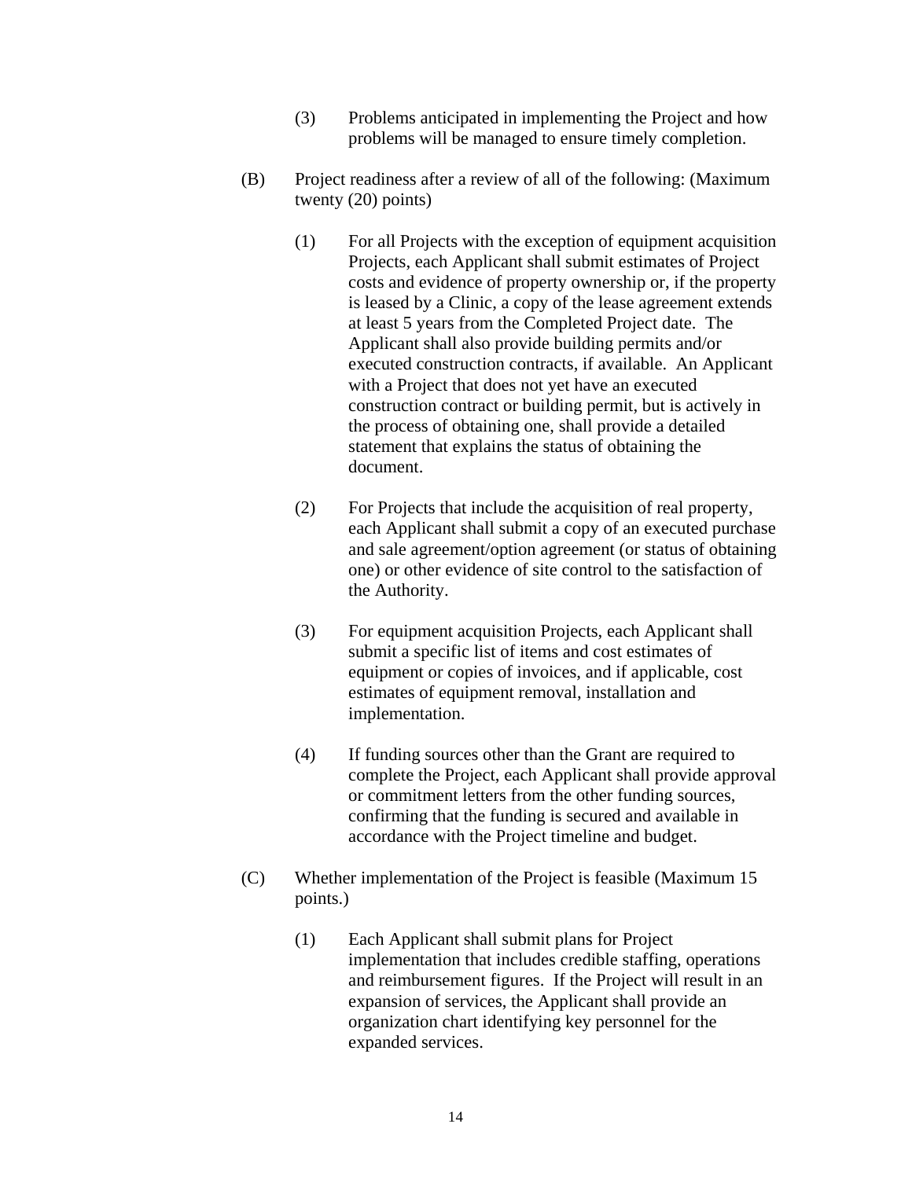(3) Problems anticipated in implementing the Project and how problems will be managed to ensure timely completion.

(B) Project readiness after a review of all of the following: (Maximum twenty (20) points)

(1) For all Projects with the exception of equipment acquisition Projects, each Applicant shall submit estimates of Project costs and evidence of property ownership or, if the property is leased by a Clinic, a copy of the lease agreement extends at least 5 years from the Completed Project date. The Applicant shall also provide building permits and/or executed construction contracts, if available. An Applicant with a Project that does not yet have an executed construction contract or building permit, but is actively in the process of obtaining one, shall provide a detailed statement that explains the status of obtaining the document.

(2) For Projects that include the acquisition of real property, each Applicant shall submit a copy of an executed purchase and sale agreement/option agreement (or status of obtaining one) or other evidence of site control to the satisfaction of the Authority.

(3) For equipment acquisition Projects, each Applicant shall submit a specific list of items and cost estimates of equipment or copies of invoices, and if applicable, cost estimates of equipment removal, installation and implementation.

(4) If funding sources other than the Grant are required to complete the Project, each Applicant shall provide approval or commitment letters from the other funding sources, confirming that the funding is secured and available in accordance with the Project timeline and budget.

(C) Whether implementation of the Project is feasible (Maximum 15 points.)

(1) Each Applicant shall submit plans for Project implementation that includes credible staffing, operations and reimbursement figures. If the Project will result in an expansion of services, the Applicant shall provide an organization chart identifying key personnel for the expanded services.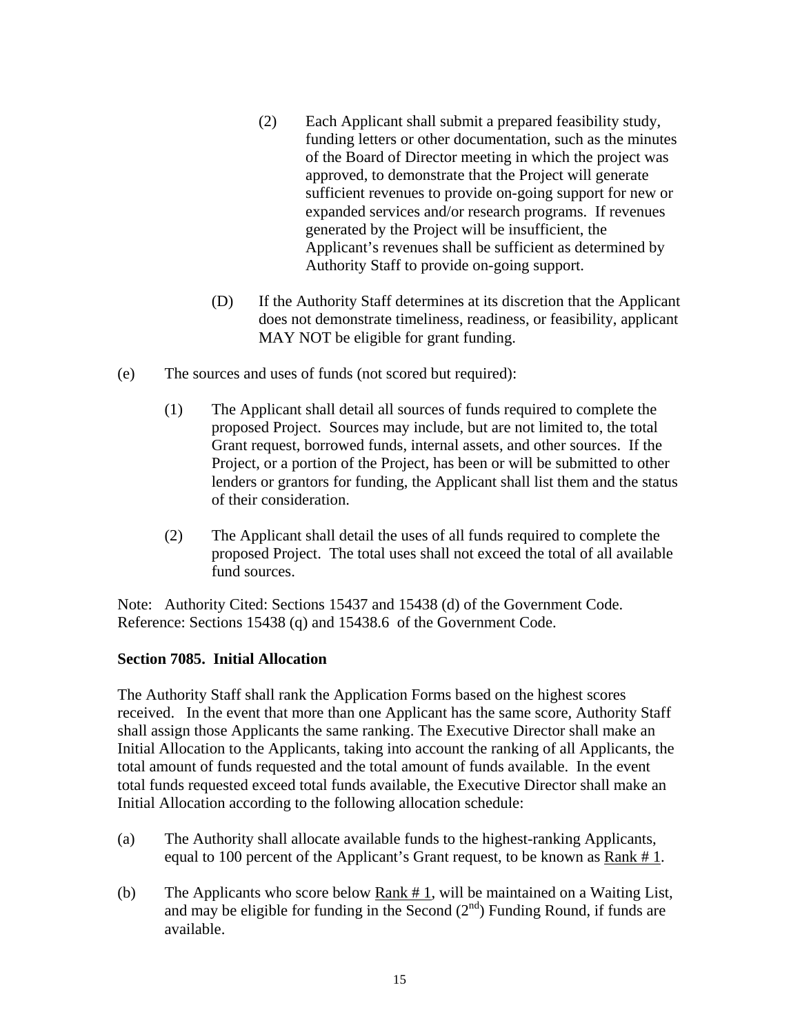(2) Each Applicant shall submit a prepared feasibility study, funding letters or other documentation, such as the minutes of the Board of Director meeting in which the project was approved, to demonstrate that the Project will generate sufficient revenues to provide on-going support for new or expanded services and/or research programs. If revenues generated by the Project will be insufficient, the Applicant's revenues shall be sufficient as determined by Authority Staff to provide on-going support.

(D) If the Authority Staff determines at its discretion that the Applicant does not demonstrate timeliness, readiness, or feasibility, applicant MAY NOT be eligible for grant funding.

(e) The sources and uses of funds (not scored but required):

(1) The Applicant shall detail all sources of funds required to complete the proposed Project. Sources may include, but are not limited to, the total Grant request, borrowed funds, internal assets, and other sources. If the Project, or a portion of the Project, has been or will be submitted to other lenders or grantors for funding, the Applicant shall list them and the status of their consideration.

(2) The Applicant shall detail the uses of all funds required to complete the proposed Project. The total uses shall not exceed the total of all available fund sources.

Note: Authority Cited: Sections 15437 and 15438 (d) of the Government Code. Reference: Sections 15438 (q) and 15438.6 of the Government Code.

**Section 7085. Initial Allocation**

The Authority Staff shall rank the Application Forms based on the highest scores received. In the event that more than one Applicant has the same score, Authority Staff shall assign those Applicants the same ranking. The Executive Director shall make an Initial Allocation to the Applicants, taking into account the ranking of all Applicants, the total amount of funds requested and the total amount of funds available. In the event total funds requested exceed total funds available, the Executive Director shall make an Initial Allocation according to the following allocation schedule:

(a) The Authority shall allocate available funds to the highest-ranking Applicants, equal to 100 percent of the Applicant's Grant request, to be known as <u>Rank # 1</u>.

(b) The Applicants who score below <u>Rank # 1</u>, will be maintained on a Waiting List, and may be eligible for funding in the Second (2nd) Funding Round, if funds are available.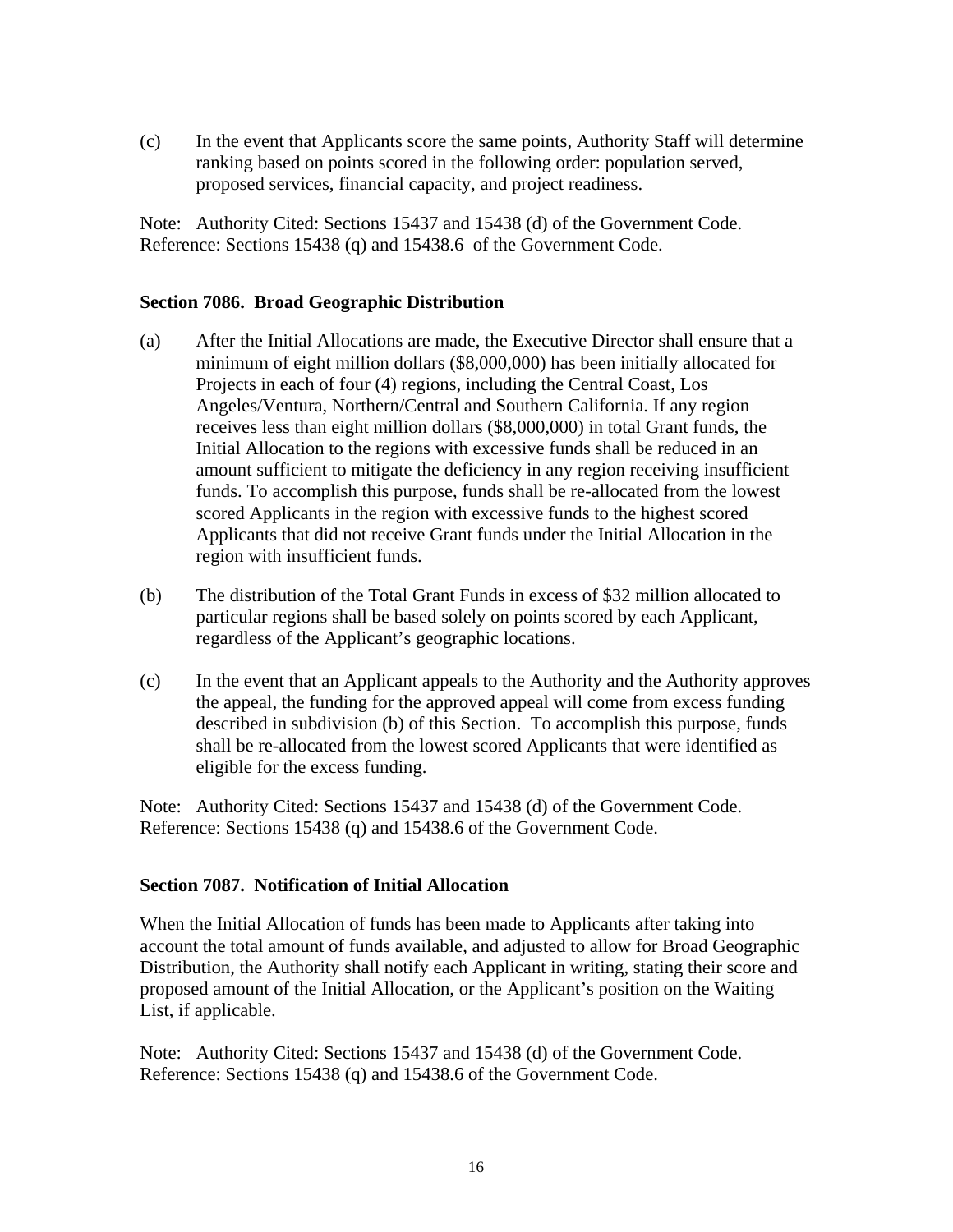(c) In the event that Applicants score the same points, Authority Staff will determine ranking based on points scored in the following order: population served, proposed services, financial capacity, and project readiness.

Note: Authority Cited: Sections 15437 and 15438 (d) of the Government Code. Reference: Sections 15438 (q) and 15438.6 of the Government Code.

**Section 7086. Broad Geographic Distribution**

(a) After the Initial Allocations are made, the Executive Director shall ensure that a minimum of eight million dollars ($8,000,000) has been initially allocated for Projects in each of four (4) regions, including the Central Coast, Los Angeles/Ventura, Northern/Central and Southern California. If any region receives less than eight million dollars ($8,000,000) in total Grant funds, the Initial Allocation to the regions with excessive funds shall be reduced in an amount sufficient to mitigate the deficiency in any region receiving insufficient funds. To accomplish this purpose, funds shall be re-allocated from the lowest scored Applicants in the region with excessive funds to the highest scored Applicants that did not receive Grant funds under the Initial Allocation in the region with insufficient funds.

(b) The distribution of the Total Grant Funds in excess of $32 million allocated to particular regions shall be based solely on points scored by each Applicant, regardless of the Applicant's geographic locations.

(c) In the event that an Applicant appeals to the Authority and the Authority approves the appeal, the funding for the approved appeal will come from excess funding described in subdivision (b) of this Section. To accomplish this purpose, funds shall be re-allocated from the lowest scored Applicants that were identified as eligible for the excess funding.

Note: Authority Cited: Sections 15437 and 15438 (d) of the Government Code. Reference: Sections 15438 (q) and 15438.6 of the Government Code.

**Section 7087. Notification of Initial Allocation**

When the Initial Allocation of funds has been made to Applicants after taking into account the total amount of funds available, and adjusted to allow for Broad Geographic Distribution, the Authority shall notify each Applicant in writing, stating their score and proposed amount of the Initial Allocation, or the Applicant's position on the Waiting List, if applicable.

Note: Authority Cited: Sections 15437 and 15438 (d) of the Government Code. Reference: Sections 15438 (q) and 15438.6 of the Government Code.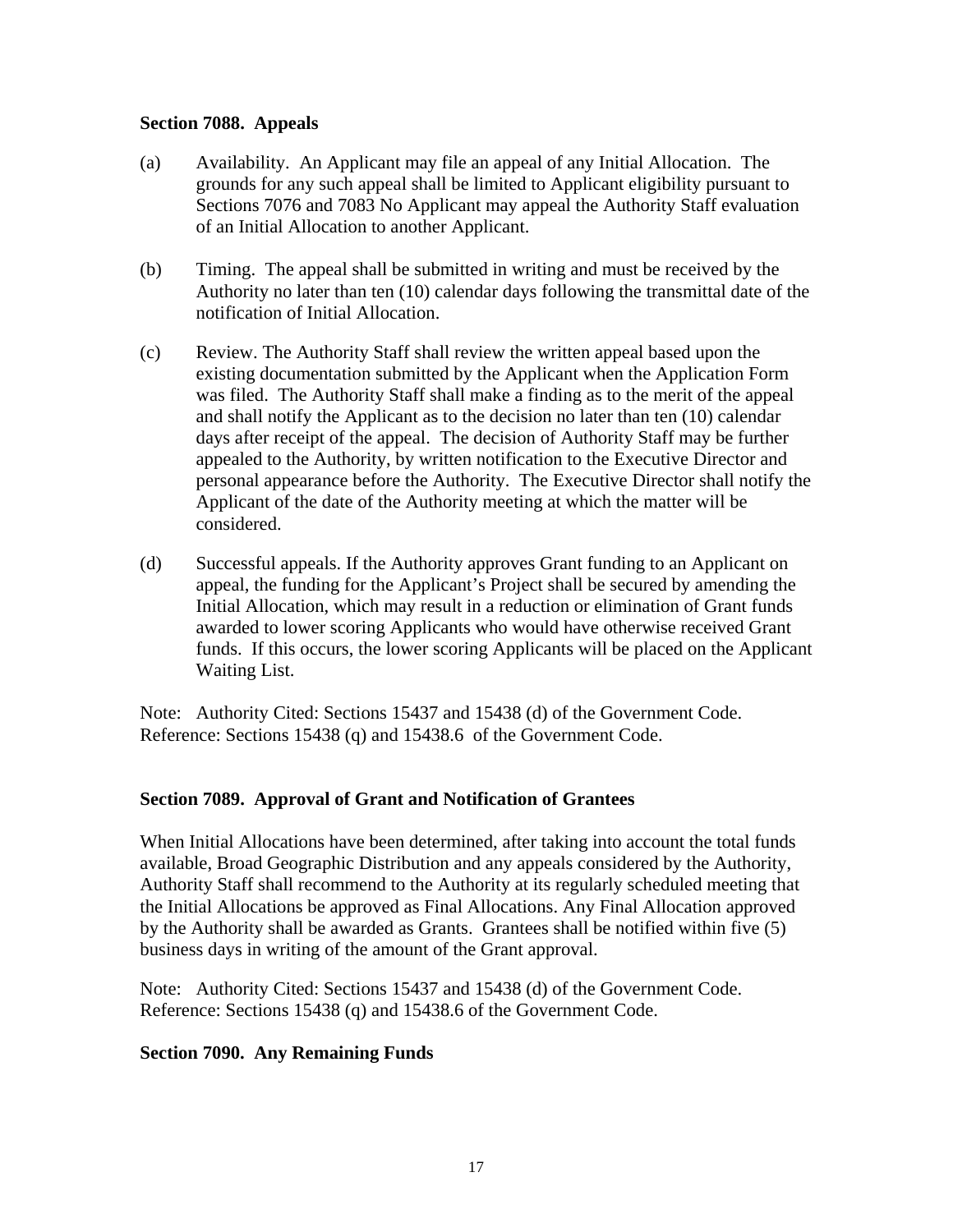**Section 7088. Appeals**

(a) Availability. An Applicant may file an appeal of any Initial Allocation. The grounds for any such appeal shall be limited to Applicant eligibility pursuant to Sections 7076 and 7083 No Applicant may appeal the Authority Staff evaluation of an Initial Allocation to another Applicant.

(b) Timing. The appeal shall be submitted in writing and must be received by the Authority no later than ten (10) calendar days following the transmittal date of the notification of Initial Allocation.

(c) Review. The Authority Staff shall review the written appeal based upon the existing documentation submitted by the Applicant when the Application Form was filed. The Authority Staff shall make a finding as to the merit of the appeal and shall notify the Applicant as to the decision no later than ten (10) calendar days after receipt of the appeal. The decision of Authority Staff may be further appealed to the Authority, by written notification to the Executive Director and personal appearance before the Authority. The Executive Director shall notify the Applicant of the date of the Authority meeting at which the matter will be considered.

(d) Successful appeals. If the Authority approves Grant funding to an Applicant on appeal, the funding for the Applicant's Project shall be secured by amending the Initial Allocation, which may result in a reduction or elimination of Grant funds awarded to lower scoring Applicants who would have otherwise received Grant funds. If this occurs, the lower scoring Applicants will be placed on the Applicant Waiting List.

Note: Authority Cited: Sections 15437 and 15438 (d) of the Government Code. Reference: Sections 15438 (q) and 15438.6 of the Government Code.

**Section 7089. Approval of Grant and Notification of Grantees**

When Initial Allocations have been determined, after taking into account the total funds available, Broad Geographic Distribution and any appeals considered by the Authority, Authority Staff shall recommend to the Authority at its regularly scheduled meeting that the Initial Allocations be approved as Final Allocations. Any Final Allocation approved by the Authority shall be awarded as Grants. Grantees shall be notified within five (5) business days in writing of the amount of the Grant approval.

Note: Authority Cited: Sections 15437 and 15438 (d) of the Government Code. Reference: Sections 15438 (q) and 15438.6 of the Government Code.

**Section 7090. Any Remaining Funds**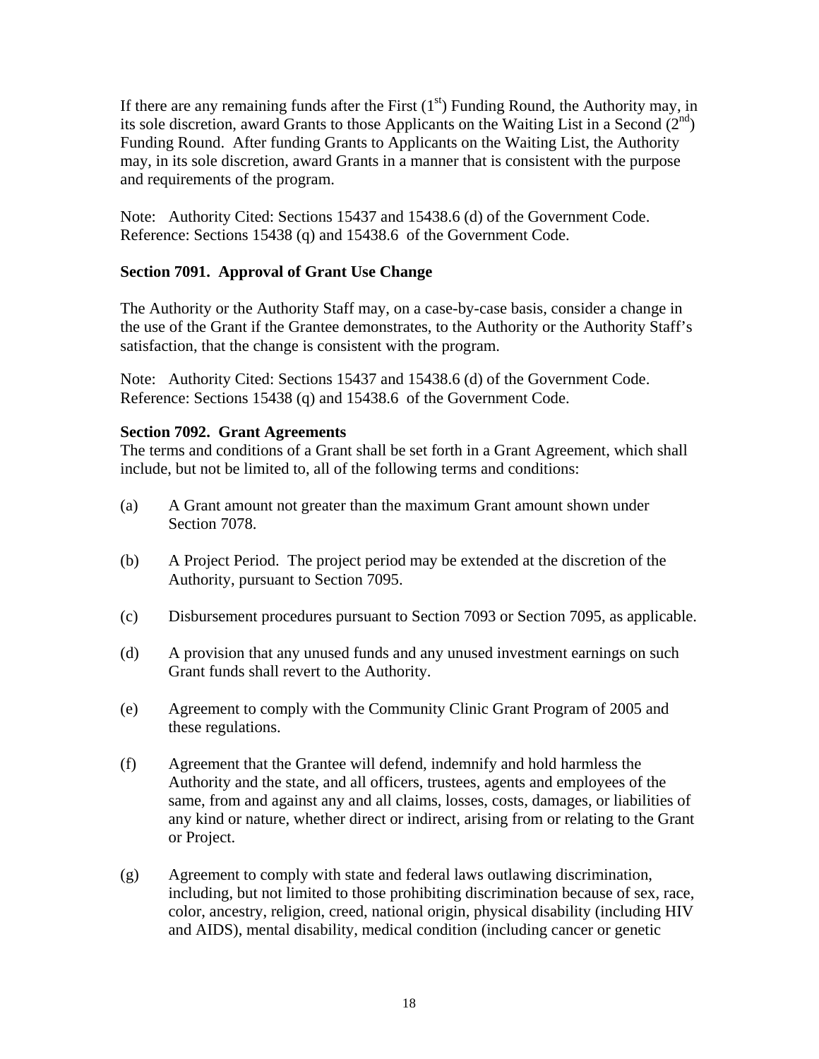If there are any remaining funds after the First (1st) Funding Round, the Authority may, in its sole discretion, award Grants to those Applicants on the Waiting List in a Second (2nd) Funding Round. After funding Grants to Applicants on the Waiting List, the Authority may, in its sole discretion, award Grants in a manner that is consistent with the purpose and requirements of the program.

Note: Authority Cited: Sections 15437 and 15438.6 (d) of the Government Code. Reference: Sections 15438 (q) and 15438.6 of the Government Code.

**Section 7091. Approval of Grant Use Change**

The Authority or the Authority Staff may, on a case-by-case basis, consider a change in the use of the Grant if the Grantee demonstrates, to the Authority or the Authority Staff's satisfaction, that the change is consistent with the program.

Note: Authority Cited: Sections 15437 and 15438.6 (d) of the Government Code. Reference: Sections 15438 (q) and 15438.6 of the Government Code.

**Section 7092. Grant Agreements**

The terms and conditions of a Grant shall be set forth in a Grant Agreement, which shall include, but not be limited to, all of the following terms and conditions:

(a) A Grant amount not greater than the maximum Grant amount shown under Section 7078.

(b) A Project Period. The project period may be extended at the discretion of the Authority, pursuant to Section 7095.

(c) Disbursement procedures pursuant to Section 7093 or Section 7095, as applicable.

(d) A provision that any unused funds and any unused investment earnings on such Grant funds shall revert to the Authority.

(e) Agreement to comply with the Community Clinic Grant Program of 2005 and these regulations.

(f) Agreement that the Grantee will defend, indemnify and hold harmless the Authority and the state, and all officers, trustees, agents and employees of the same, from and against any and all claims, losses, costs, damages, or liabilities of any kind or nature, whether direct or indirect, arising from or relating to the Grant or Project.

(g) Agreement to comply with state and federal laws outlawing discrimination, including, but not limited to those prohibiting discrimination because of sex, race, color, ancestry, religion, creed, national origin, physical disability (including HIV and AIDS), mental disability, medical condition (including cancer or genetic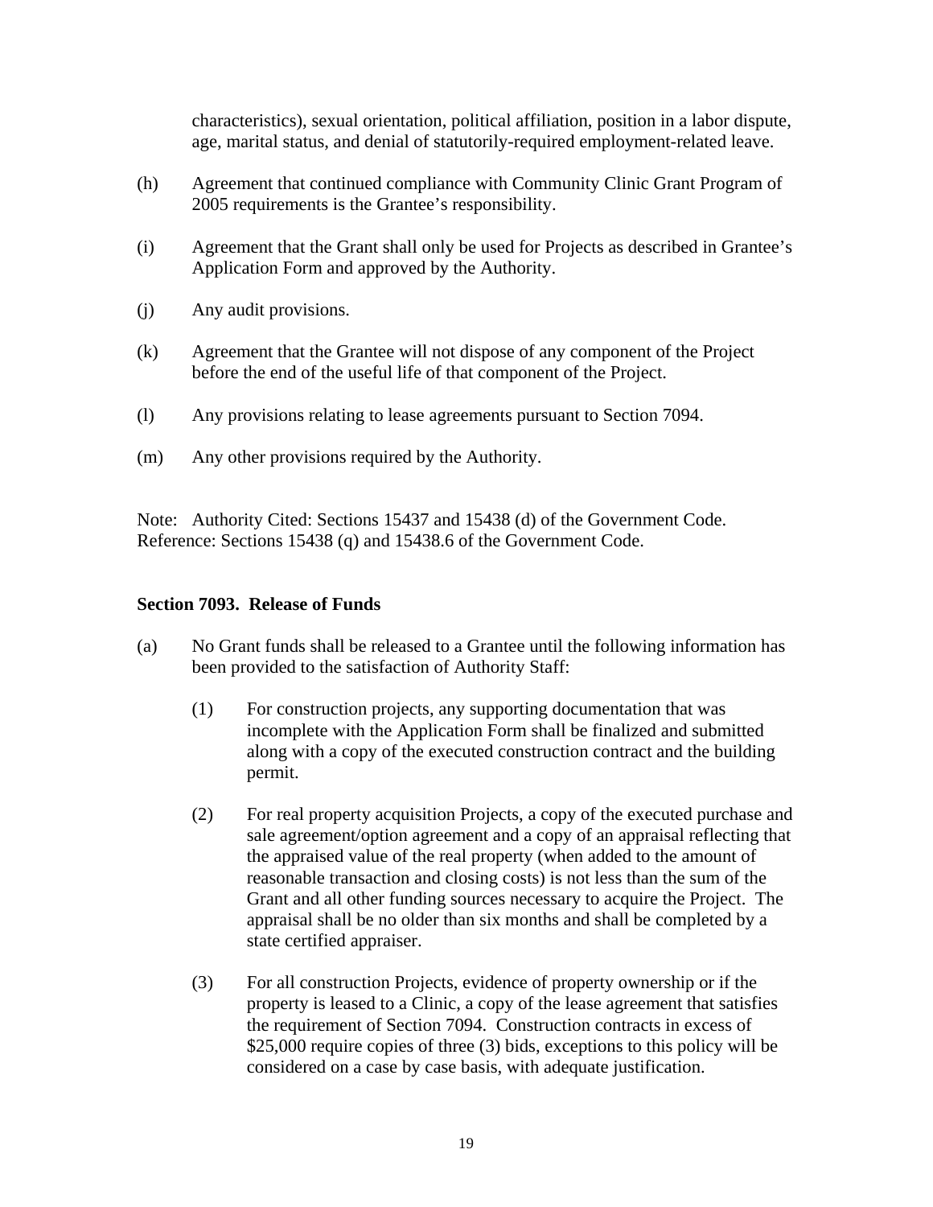characteristics), sexual orientation, political affiliation, position in a labor dispute, age, marital status, and denial of statutorily-required employment-related leave.

(h) Agreement that continued compliance with Community Clinic Grant Program of 2005 requirements is the Grantee's responsibility.

(i) Agreement that the Grant shall only be used for Projects as described in Grantee's Application Form and approved by the Authority.

(j) Any audit provisions.

(k) Agreement that the Grantee will not dispose of any component of the Project before the end of the useful life of that component of the Project.

(l) Any provisions relating to lease agreements pursuant to Section 7094.

(m) Any other provisions required by the Authority.

Note: Authority Cited: Sections 15437 and 15438 (d) of the Government Code. Reference: Sections 15438 (q) and 15438.6 of the Government Code.

**Section 7093. Release of Funds**

(a) No Grant funds shall be released to a Grantee until the following information has been provided to the satisfaction of Authority Staff:

(1) For construction projects, any supporting documentation that was incomplete with the Application Form shall be finalized and submitted along with a copy of the executed construction contract and the building permit.

(2) For real property acquisition Projects, a copy of the executed purchase and sale agreement/option agreement and a copy of an appraisal reflecting that the appraised value of the real property (when added to the amount of reasonable transaction and closing costs) is not less than the sum of the Grant and all other funding sources necessary to acquire the Project. The appraisal shall be no older than six months and shall be completed by a state certified appraiser.

(3) For all construction Projects, evidence of property ownership or if the property is leased to a Clinic, a copy of the lease agreement that satisfies the requirement of Section 7094. Construction contracts in excess of $25,000 require copies of three (3) bids, exceptions to this policy will be considered on a case by case basis, with adequate justification.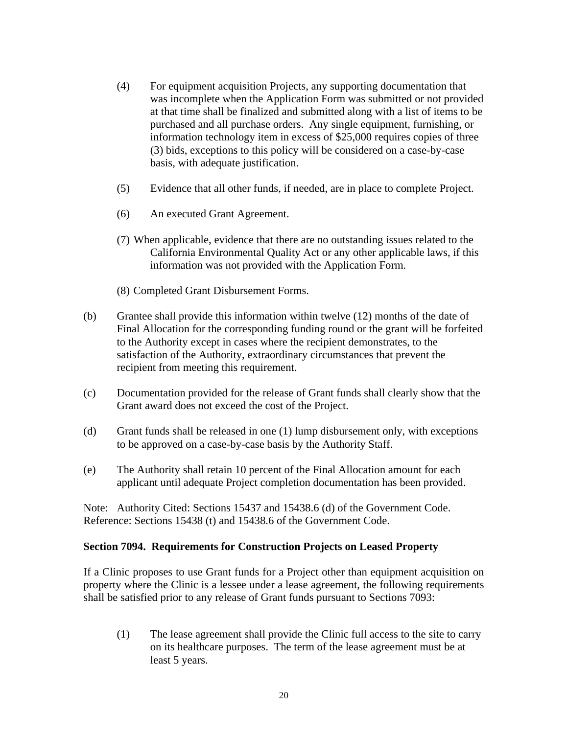(4) For equipment acquisition Projects, any supporting documentation that was incomplete when the Application Form was submitted or not provided at that time shall be finalized and submitted along with a list of items to be purchased and all purchase orders. Any single equipment, furnishing, or information technology item in excess of $25,000 requires copies of three (3) bids, exceptions to this policy will be considered on a case-by-case basis, with adequate justification.

(5) Evidence that all other funds, if needed, are in place to complete Project.

(6) An executed Grant Agreement.

(7) When applicable, evidence that there are no outstanding issues related to the California Environmental Quality Act or any other applicable laws, if this information was not provided with the Application Form.

(8) Completed Grant Disbursement Forms.

(b) Grantee shall provide this information within twelve (12) months of the date of Final Allocation for the corresponding funding round or the grant will be forfeited to the Authority except in cases where the recipient demonstrates, to the satisfaction of the Authority, extraordinary circumstances that prevent the recipient from meeting this requirement.

(c) Documentation provided for the release of Grant funds shall clearly show that the Grant award does not exceed the cost of the Project.

(d) Grant funds shall be released in one (1) lump disbursement only, with exceptions to be approved on a case-by-case basis by the Authority Staff.

(e) The Authority shall retain 10 percent of the Final Allocation amount for each applicant until adequate Project completion documentation has been provided.

Note: Authority Cited: Sections 15437 and 15438.6 (d) of the Government Code. Reference: Sections 15438 (t) and 15438.6 of the Government Code.

**Section 7094. Requirements for Construction Projects on Leased Property**

If a Clinic proposes to use Grant funds for a Project other than equipment acquisition on property where the Clinic is a lessee under a lease agreement, the following requirements shall be satisfied prior to any release of Grant funds pursuant to Sections 7093:

(1) The lease agreement shall provide the Clinic full access to the site to carry on its healthcare purposes. The term of the lease agreement must be at least 5 years.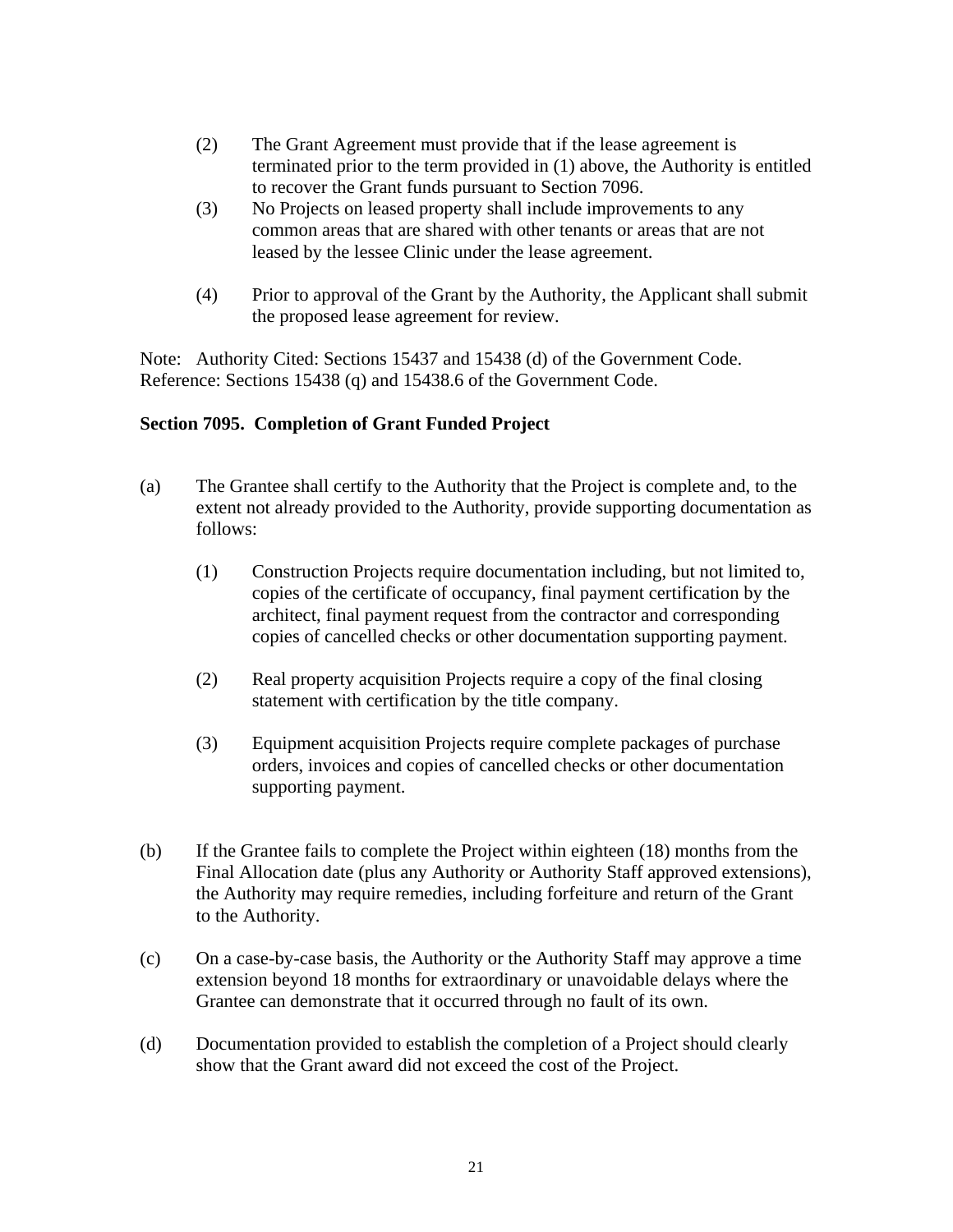(2) The Grant Agreement must provide that if the lease agreement is terminated prior to the term provided in (1) above, the Authority is entitled to recover the Grant funds pursuant to Section 7096.

(3) No Projects on leased property shall include improvements to any common areas that are shared with other tenants or areas that are not leased by the lessee Clinic under the lease agreement.

(4) Prior to approval of the Grant by the Authority, the Applicant shall submit the proposed lease agreement for review.

Note: Authority Cited: Sections 15437 and 15438 (d) of the Government Code. Reference: Sections 15438 (q) and 15438.6 of the Government Code.

**Section 7095. Completion of Grant Funded Project**

(a) The Grantee shall certify to the Authority that the Project is complete and, to the extent not already provided to the Authority, provide supporting documentation as follows:

(1) Construction Projects require documentation including, but not limited to, copies of the certificate of occupancy, final payment certification by the architect, final payment request from the contractor and corresponding copies of cancelled checks or other documentation supporting payment.

(2) Real property acquisition Projects require a copy of the final closing statement with certification by the title company.

(3) Equipment acquisition Projects require complete packages of purchase orders, invoices and copies of cancelled checks or other documentation supporting payment.

(b) If the Grantee fails to complete the Project within eighteen (18) months from the Final Allocation date (plus any Authority or Authority Staff approved extensions), the Authority may require remedies, including forfeiture and return of the Grant to the Authority.

(c) On a case-by-case basis, the Authority or the Authority Staff may approve a time extension beyond 18 months for extraordinary or unavoidable delays where the Grantee can demonstrate that it occurred through no fault of its own.

(d) Documentation provided to establish the completion of a Project should clearly show that the Grant award did not exceed the cost of the Project.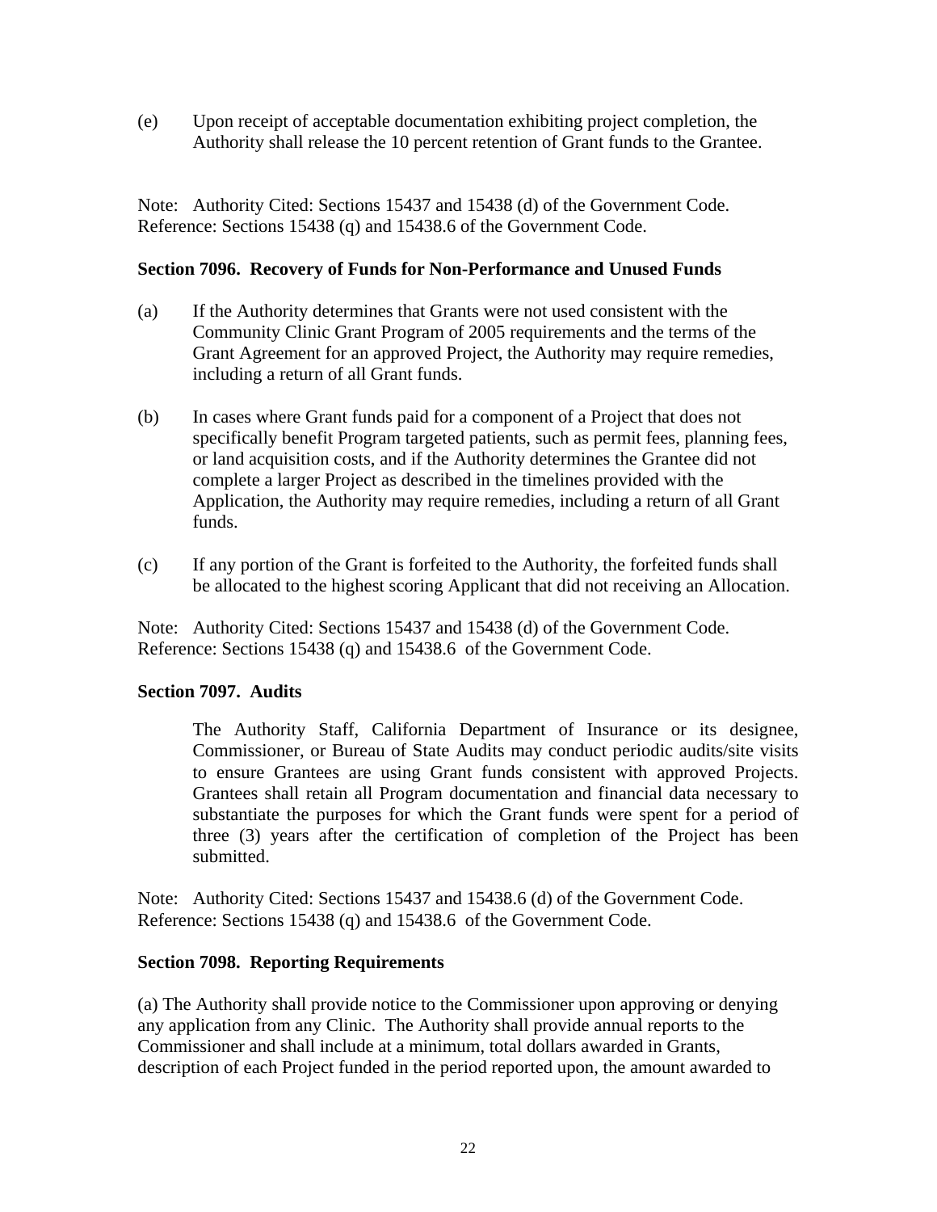(e) Upon receipt of acceptable documentation exhibiting project completion, the Authority shall release the 10 percent retention of Grant funds to the Grantee.

Note: Authority Cited: Sections 15437 and 15438 (d) of the Government Code. Reference: Sections 15438 (q) and 15438.6 of the Government Code.

**Section 7096. Recovery of Funds for Non-Performance and Unused Funds**

(a) If the Authority determines that Grants were not used consistent with the Community Clinic Grant Program of 2005 requirements and the terms of the Grant Agreement for an approved Project, the Authority may require remedies, including a return of all Grant funds.

(b) In cases where Grant funds paid for a component of a Project that does not specifically benefit Program targeted patients, such as permit fees, planning fees, or land acquisition costs, and if the Authority determines the Grantee did not complete a larger Project as described in the timelines provided with the Application, the Authority may require remedies, including a return of all Grant funds.

(c) If any portion of the Grant is forfeited to the Authority, the forfeited funds shall be allocated to the highest scoring Applicant that did not receiving an Allocation.

Note: Authority Cited: Sections 15437 and 15438 (d) of the Government Code. Reference: Sections 15438 (q) and 15438.6 of the Government Code.

**Section 7097. Audits**

The Authority Staff, California Department of Insurance or its designee, Commissioner, or Bureau of State Audits may conduct periodic audits/site visits to ensure Grantees are using Grant funds consistent with approved Projects. Grantees shall retain all Program documentation and financial data necessary to substantiate the purposes for which the Grant funds were spent for a period of three (3) years after the certification of completion of the Project has been submitted.

Note: Authority Cited: Sections 15437 and 15438.6 (d) of the Government Code. Reference: Sections 15438 (q) and 15438.6 of the Government Code.

**Section 7098. Reporting Requirements**

(a) The Authority shall provide notice to the Commissioner upon approving or denying any application from any Clinic. The Authority shall provide annual reports to the Commissioner and shall include at a minimum, total dollars awarded in Grants, description of each Project funded in the period reported upon, the amount awarded to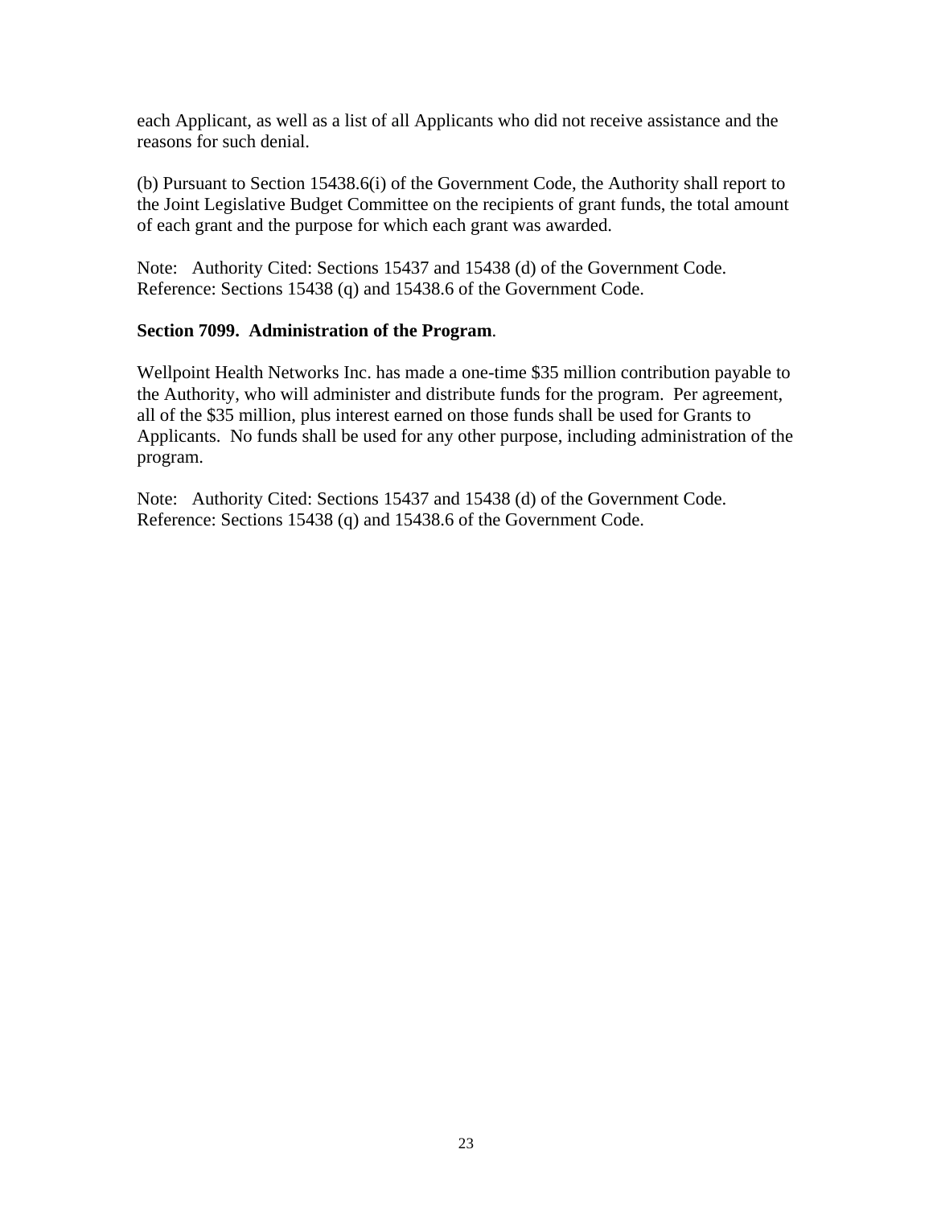each Applicant, as well as a list of all Applicants who did not receive assistance and the reasons for such denial.

(b) Pursuant to Section 15438.6(i) of the Government Code, the Authority shall report to the Joint Legislative Budget Committee on the recipients of grant funds, the total amount of each grant and the purpose for which each grant was awarded.

Note: Authority Cited: Sections 15437 and 15438 (d) of the Government Code. Reference: Sections 15438 (q) and 15438.6 of the Government Code.

**Section 7099. Administration of the Program**.

Wellpoint Health Networks Inc. has made a one-time $35 million contribution payable to the Authority, who will administer and distribute funds for the program. Per agreement, all of the $35 million, plus interest earned on those funds shall be used for Grants to Applicants. No funds shall be used for any other purpose, including administration of the program.

Note: Authority Cited: Sections 15437 and 15438 (d) of the Government Code. Reference: Sections 15438 (q) and 15438.6 of the Government Code.